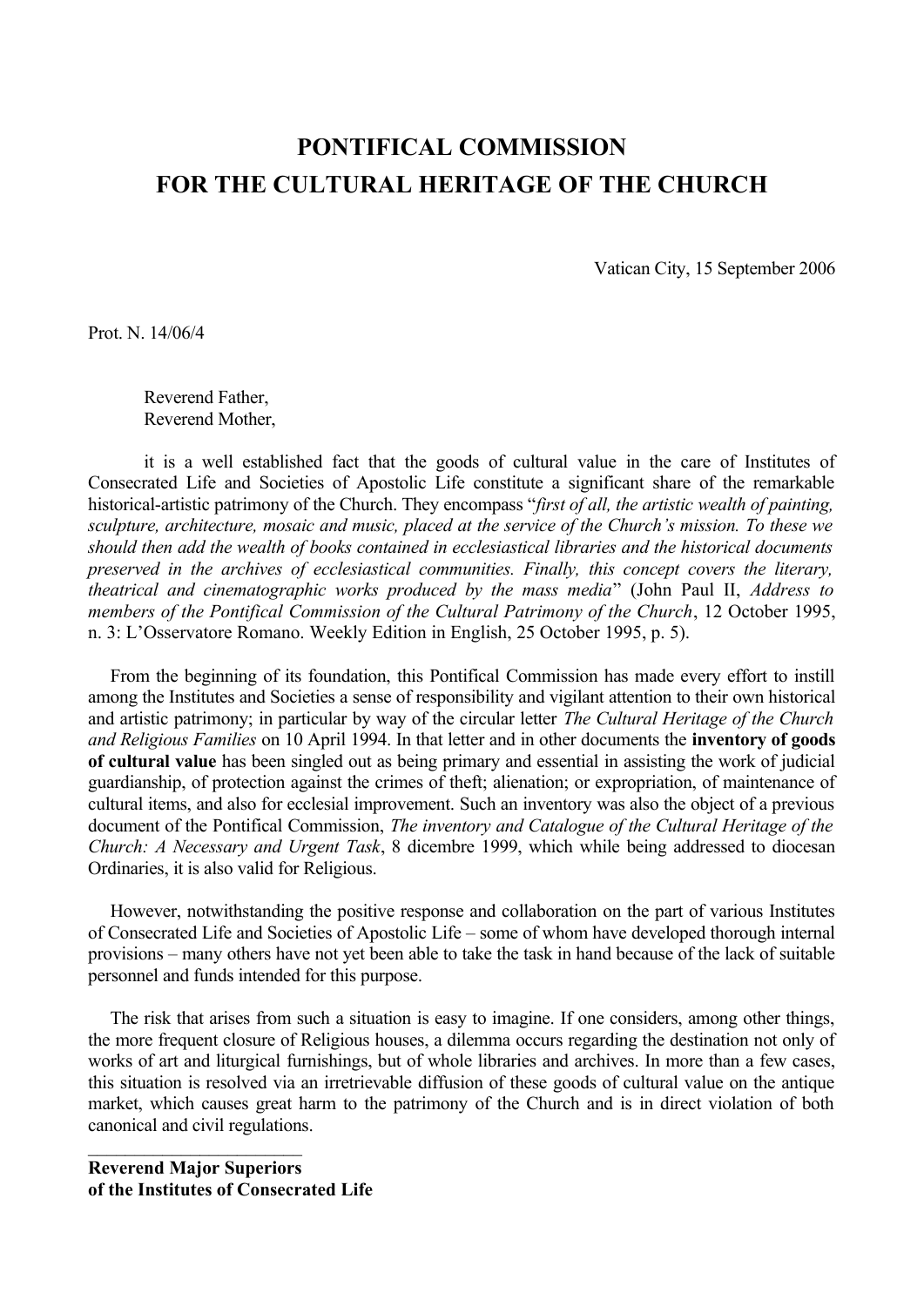# PONTIFICAL COMMISSION
# FOR THE CULTURAL HERITAGE OF THE CHURCH

Vatican City, 15 September 2006

Prot. N. 14/06/4

Reverend Father,
Reverend Mother,

it is a well established fact that the goods of cultural value in the care of Institutes of Consecrated Life and Societies of Apostolic Life constitute a significant share of the remarkable historical-artistic patrimony of the Church. They encompass "*first of all, the artistic wealth of painting, sculpture, architecture, mosaic and music, placed at the service of the Church's mission. To these we should then add the wealth of books contained in ecclesiastical libraries and the historical documents preserved in the archives of ecclesiastical communities. Finally, this concept covers the literary, theatrical and cinematographic works produced by the mass media*" (John Paul II, *Address to members of the Pontifical Commission of the Cultural Patrimony of the Church*, 12 October 1995, n. 3: L'Osservatore Romano. Weekly Edition in English, 25 October 1995, p. 5).

From the beginning of its foundation, this Pontifical Commission has made every effort to instill among the Institutes and Societies a sense of responsibility and vigilant attention to their own historical and artistic patrimony; in particular by way of the circular letter *The Cultural Heritage of the Church and Religious Families* on 10 April 1994. In that letter and in other documents the **inventory of goods of cultural value** has been singled out as being primary and essential in assisting the work of judicial guardianship, of protection against the crimes of theft; alienation; or expropriation, of maintenance of cultural items, and also for ecclesial improvement. Such an inventory was also the object of a previous document of the Pontifical Commission, *The inventory and Catalogue of the Cultural Heritage of the Church: A Necessary and Urgent Task*, 8 dicembre 1999, which while being addressed to diocesan Ordinaries, it is also valid for Religious.

However, notwithstanding the positive response and collaboration on the part of various Institutes of Consecrated Life and Societies of Apostolic Life – some of whom have developed thorough internal provisions – many others have not yet been able to take the task in hand because of the lack of suitable personnel and funds intended for this purpose.

The risk that arises from such a situation is easy to imagine. If one considers, among other things, the more frequent closure of Religious houses, a dilemma occurs regarding the destination not only of works of art and liturgical furnishings, but of whole libraries and archives. In more than a few cases, this situation is resolved via an irretrievable diffusion of these goods of cultural value on the antique market, which causes great harm to the patrimony of the Church and is in direct violation of both canonical and civil regulations.

______________________

**Reverend Major Superiors**
**of the Institutes of Consecrated Life**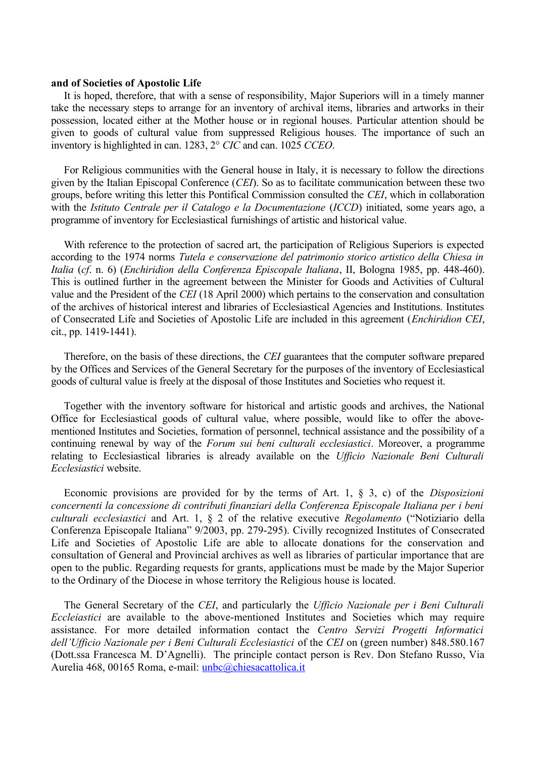**and of Societies of Apostolic Life**

It is hoped, therefore, that with a sense of responsibility, Major Superiors will in a timely manner take the necessary steps to arrange for an inventory of archival items, libraries and artworks in their possession, located either at the Mother house or in regional houses. Particular attention should be given to goods of cultural value from suppressed Religious houses. The importance of such an inventory is highlighted in can. 1283, 2° *CIC* and can. 1025 *CCEO*.

For Religious communities with the General house in Italy, it is necessary to follow the directions given by the Italian Episcopal Conference (*CEI*). So as to facilitate communication between these two groups, before writing this letter this Pontifical Commission consulted the *CEI*, which in collaboration with the *Istituto Centrale per il Catalogo e la Documentazione* (*ICCD*) initiated, some years ago, a programme of inventory for Ecclesiastical furnishings of artistic and historical value.

With reference to the protection of sacred art, the participation of Religious Superiors is expected according to the 1974 norms *Tutela e conservazione del patrimonio storico artistico della Chiesa in Italia* (*cf*. n. 6) (*Enchiridion della Conferenza Episcopale Italiana*, II, Bologna 1985, pp. 448-460). This is outlined further in the agreement between the Minister for Goods and Activities of Cultural value and the President of the *CEI* (18 April 2000) which pertains to the conservation and consultation of the archives of historical interest and libraries of Ecclesiastical Agencies and Institutions. Institutes of Consecrated Life and Societies of Apostolic Life are included in this agreement (*Enchiridion CEI*, cit., pp. 1419-1441).

Therefore, on the basis of these directions, the *CEI* guarantees that the computer software prepared by the Offices and Services of the General Secretary for the purposes of the inventory of Ecclesiastical goods of cultural value is freely at the disposal of those Institutes and Societies who request it.

Together with the inventory software for historical and artistic goods and archives, the National Office for Ecclesiastical goods of cultural value, where possible, would like to offer the above-mentioned Institutes and Societies, formation of personnel, technical assistance and the possibility of a continuing renewal by way of the *Forum sui beni culturali ecclesiastici*. Moreover, a programme relating to Ecclesiastical libraries is already available on the *Ufficio Nazionale Beni Culturali Ecclesiastici* website.

Economic provisions are provided for by the terms of Art. 1, § 3, c) of the *Disposizioni concernenti la concessione di contributi finanziari della Conferenza Episcopale Italiana per i beni culturali ecclesiastici* and Art. 1, § 2 of the relative executive *Regolamento* ("Notiziario della Conferenza Episcopale Italiana" 9/2003, pp. 279-295). Civilly recognized Institutes of Consecrated Life and Societies of Apostolic Life are able to allocate donations for the conservation and consultation of General and Provincial archives as well as libraries of particular importance that are open to the public. Regarding requests for grants, applications must be made by the Major Superior to the Ordinary of the Diocese in whose territory the Religious house is located.

The General Secretary of the *CEI*, and particularly the *Ufficio Nazionale per i Beni Culturali Eccleiastici* are available to the above-mentioned Institutes and Societies which may require assistance. For more detailed information contact the *Centro Servizi Progetti Informatici dell'Ufficio Nazionale per i Beni Culturali Ecclesiastici* of the *CEI* on (green number) 848.580.167 (Dott.ssa Francesca M. D'Agnelli). The principle contact person is Rev. Don Stefano Russo, Via Aurelia 468, 00165 Roma, e-mail: unbc@chiesacattolica.it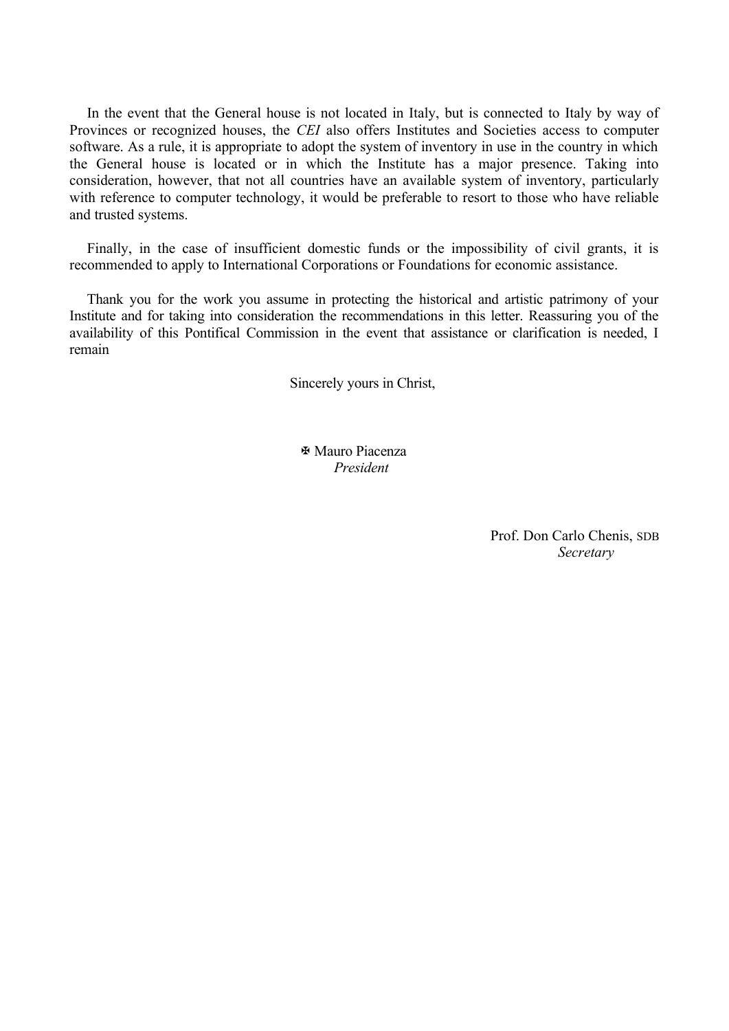In the event that the General house is not located in Italy, but is connected to Italy by way of Provinces or recognized houses, the *CEI* also offers Institutes and Societies access to computer software. As a rule, it is appropriate to adopt the system of inventory in use in the country in which the General house is located or in which the Institute has a major presence. Taking into consideration, however, that not all countries have an available system of inventory, particularly with reference to computer technology, it would be preferable to resort to those who have reliable and trusted systems.

Finally, in the case of insufficient domestic funds or the impossibility of civil grants, it is recommended to apply to International Corporations or Foundations for economic assistance.

Thank you for the work you assume in protecting the historical and artistic patrimony of your Institute and for taking into consideration the recommendations in this letter. Reassuring you of the availability of this Pontifical Commission in the event that assistance or clarification is needed, I remain

Sincerely yours in Christ,

✠ Mauro Piacenza
*President*

Prof. Don Carlo Chenis, SDB
*Secretary*